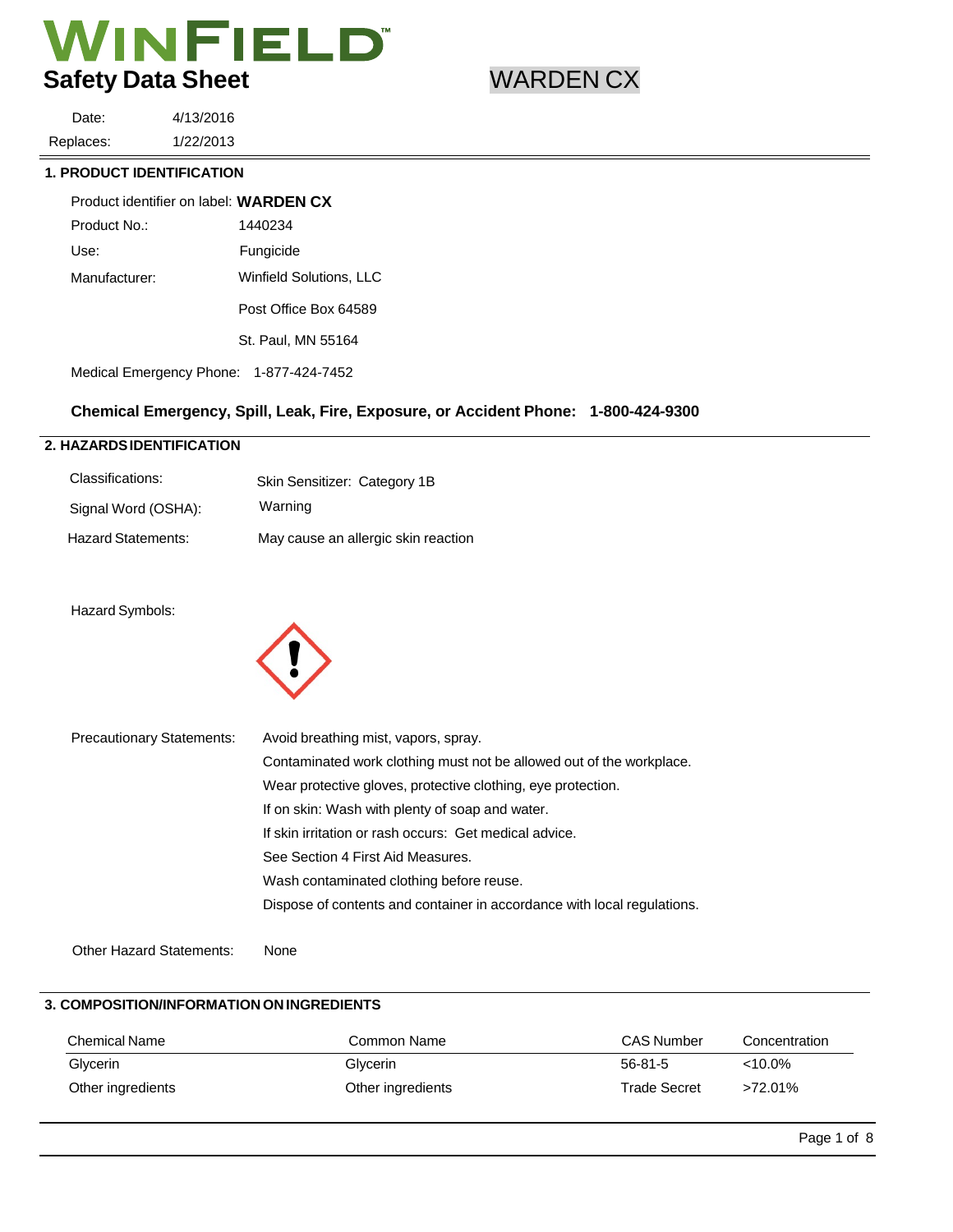# WINFIELD

**Safety Data Sheet** WARDEN CX

Date: 4/13/2016
Replaces: 1/22/2013

## 1. PRODUCT IDENTIFICATION

Product identifier on label: **WARDEN CX**

Product No.: 1440234

Use: Fungicide

Manufacturer: Winfield Solutions, LLC
Post Office Box 64589
St. Paul, MN 55164

Medical Emergency Phone: 1-877-424-7452

**Chemical Emergency, Spill, Leak, Fire, Exposure, or Accident Phone: 1-800-424-9300**

## 2. HAZARDS IDENTIFICATION

Classifications: Skin Sensitizer: Category 1B

Signal Word (OSHA): Warning

Hazard Statements: May cause an allergic skin reaction

Hazard Symbols:

Precautionary Statements:
- Avoid breathing mist, vapors, spray.
- Contaminated work clothing must not be allowed out of the workplace.
- Wear protective gloves, protective clothing, eye protection.
- If on skin: Wash with plenty of soap and water.
- If skin irritation or rash occurs: Get medical advice.
- See Section 4 First Aid Measures.
- Wash contaminated clothing before reuse.
- Dispose of contents and container in accordance with local regulations.

Other Hazard Statements: None

## 3. COMPOSITION/INFORMATION ON INGREDIENTS

| Chemical Name | Common Name | CAS Number | Concentration |
|---|---|---|---|
| Glycerin | Glycerin | 56-81-5 | <10.0% |
| Other ingredients | Other ingredients | Trade Secret | >72.01% |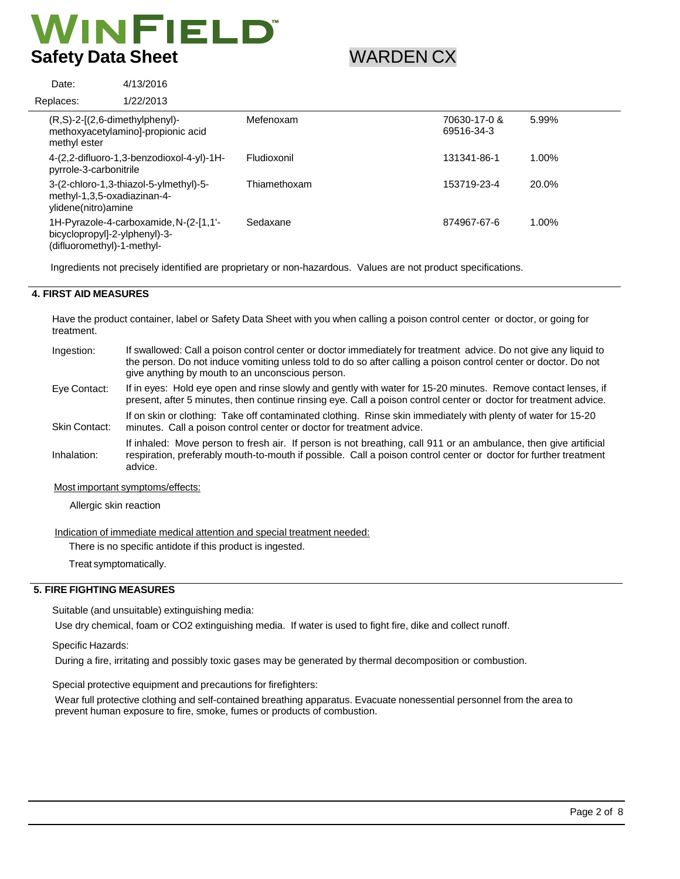# WINFIELD

**Safety Data Sheet** WARDEN CX

Date: 4/13/2016

Replaces: 1/22/2013

| Chemical Name | Common Name | CAS Number | % |
|---|---|---|---|
| (R,S)-2-[(2,6-dimethylphenyl)-methoxyacetylamino]-propionic acid methyl ester | Mefenoxam | 70630-17-0 & 69516-34-3 | 5.99% |
| 4-(2,2-difluoro-1,3-benzodioxol-4-yl)-1H-pyrrole-3-carbonitrile | Fludioxonil | 131341-86-1 | 1.00% |
| 3-(2-chloro-1,3-thiazol-5-ylmethyl)-5-methyl-1,3,5-oxadiazinan-4-ylidene(nitro)amine | Thiamethoxam | 153719-23-4 | 20.0% |
| 1H-Pyrazole-4-carboxamide, N-(2-[1,1'-bicyclopropyl]-2-ylphenyl)-3-(difluoromethyl)-1-methyl- | Sedaxane | 874967-67-6 | 1.00% |

Ingredients not precisely identified are proprietary or non-hazardous. Values are not product specifications.

## 4. FIRST AID MEASURES

Have the product container, label or Safety Data Sheet with you when calling a poison control center or doctor, or going for treatment.

**Ingestion:** If swallowed: Call a poison control center or doctor immediately for treatment advice. Do not give any liquid to the person. Do not induce vomiting unless told to do so after calling a poison control center or doctor. Do not give anything by mouth to an unconscious person.

**Eye Contact:** If in eyes: Hold eye open and rinse slowly and gently with water for 15-20 minutes. Remove contact lenses, if present, after 5 minutes, then continue rinsing eye. Call a poison control center or doctor for treatment advice.

**Skin Contact:** If on skin or clothing: Take off contaminated clothing. Rinse skin immediately with plenty of water for 15-20 minutes. Call a poison control center or doctor for treatment advice.

**Inhalation:** If inhaled: Move person to fresh air. If person is not breathing, call 911 or an ambulance, then give artificial respiration, preferably mouth-to-mouth if possible. Call a poison control center or doctor for further treatment advice.

Most important symptoms/effects:

Allergic skin reaction

Indication of immediate medical attention and special treatment needed:

There is no specific antidote if this product is ingested.

Treat symptomatically.

## 5. FIRE FIGHTING MEASURES

Suitable (and unsuitable) extinguishing media:

Use dry chemical, foam or $CO_2$ extinguishing media. If water is used to fight fire, dike and collect runoff.

Specific Hazards:

During a fire, irritating and possibly toxic gases may be generated by thermal decomposition or combustion.

Special protective equipment and precautions for firefighters:

Wear full protective clothing and self-contained breathing apparatus. Evacuate nonessential personnel from the area to prevent human exposure to fire, smoke, fumes or products of combustion.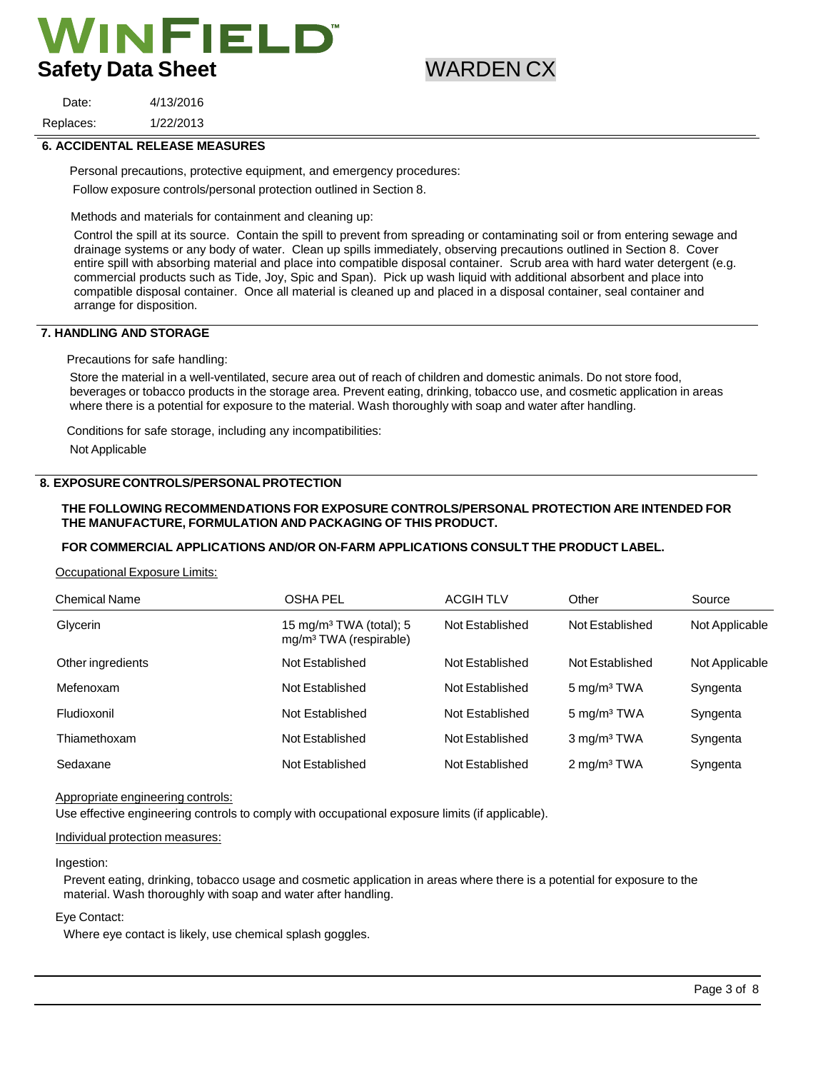## 6. ACCIDENTAL RELEASE MEASURES

Personal precautions, protective equipment, and emergency procedures:

Follow exposure controls/personal protection outlined in Section 8.

Methods and materials for containment and cleaning up:

Control the spill at its source. Contain the spill to prevent from spreading or contaminating soil or from entering sewage and drainage systems or any body of water. Clean up spills immediately, observing precautions outlined in Section 8. Cover entire spill with absorbing material and place into compatible disposal container. Scrub area with hard water detergent (e.g. commercial products such as Tide, Joy, Spic and Span). Pick up wash liquid with additional absorbent and place into compatible disposal container. Once all material is cleaned up and placed in a disposal container, seal container and arrange for disposition.

## 7. HANDLING AND STORAGE

Precautions for safe handling:

Store the material in a well-ventilated, secure area out of reach of children and domestic animals. Do not store food, beverages or tobacco products in the storage area. Prevent eating, drinking, tobacco use, and cosmetic application in areas where there is a potential for exposure to the material. Wash thoroughly with soap and water after handling.

Conditions for safe storage, including any incompatibilities:

Not Applicable

## 8. EXPOSURE CONTROLS/PERSONAL PROTECTION

**THE FOLLOWING RECOMMENDATIONS FOR EXPOSURE CONTROLS/PERSONAL PROTECTION ARE INTENDED FOR THE MANUFACTURE, FORMULATION AND PACKAGING OF THIS PRODUCT.**

**FOR COMMERCIAL APPLICATIONS AND/OR ON-FARM APPLICATIONS CONSULT THE PRODUCT LABEL.**

Occupational Exposure Limits:

| Chemical Name | OSHA PEL | ACGIH TLV | Other | Source |
|---|---|---|---|---|
| Glycerin | 15 mg/m³ TWA (total); 5 mg/m³ TWA (respirable) | Not Established | Not Established | Not Applicable |
| Other ingredients | Not Established | Not Established | Not Established | Not Applicable |
| Mefenoxam | Not Established | Not Established | 5 mg/m³ TWA | Syngenta |
| Fludioxonil | Not Established | Not Established | 5 mg/m³ TWA | Syngenta |
| Thiamethoxam | Not Established | Not Established | 3 mg/m³ TWA | Syngenta |
| Sedaxane | Not Established | Not Established | 2 mg/m³ TWA | Syngenta |

Appropriate engineering controls:

Use effective engineering controls to comply with occupational exposure limits (if applicable).

Individual protection measures:

Ingestion:

Prevent eating, drinking, tobacco usage and cosmetic application in areas where there is a potential for exposure to the material. Wash thoroughly with soap and water after handling.

Eye Contact:

Where eye contact is likely, use chemical splash goggles.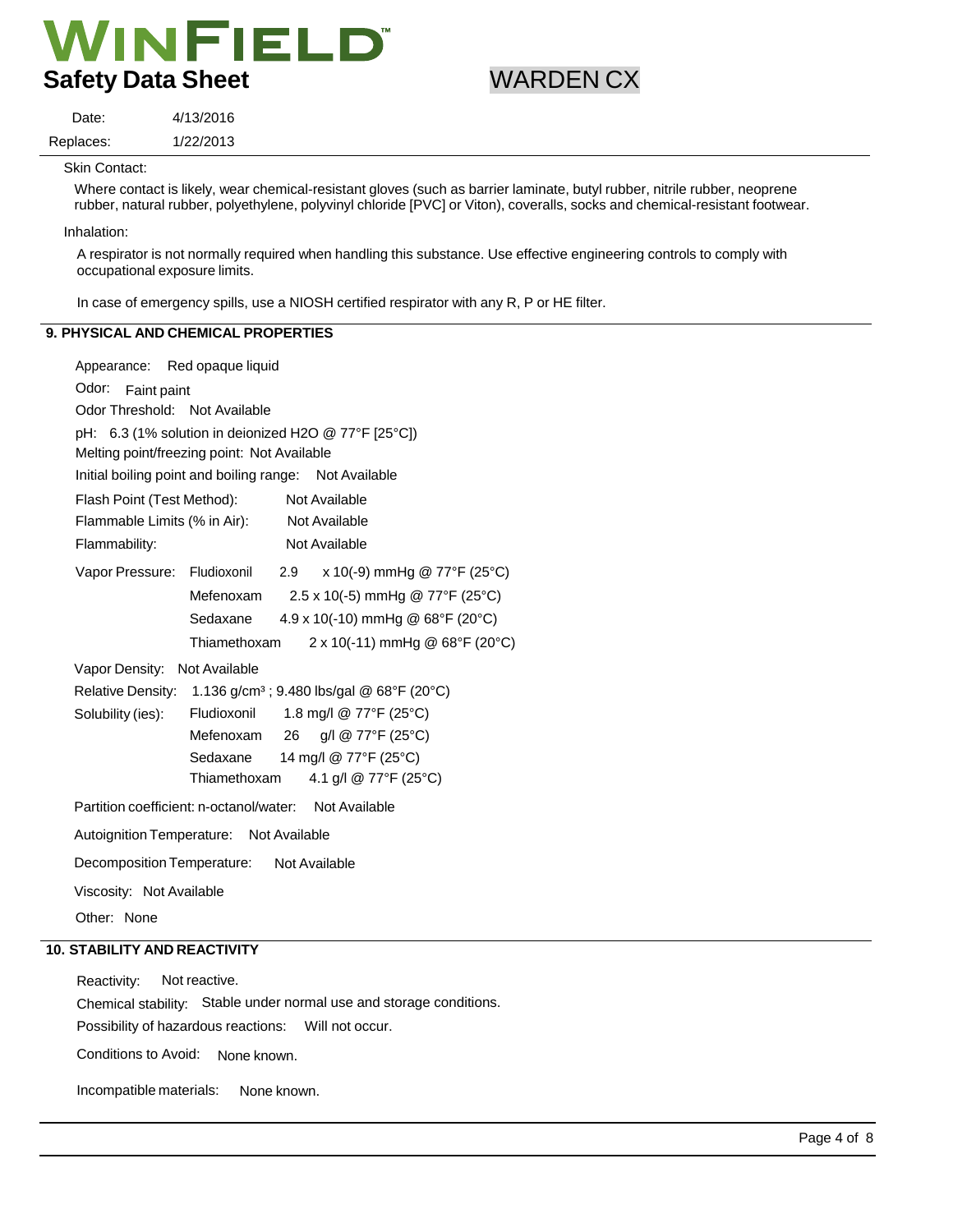Skin Contact:

Where contact is likely, wear chemical-resistant gloves (such as barrier laminate, butyl rubber, nitrile rubber, neoprene rubber, natural rubber, polyethylene, polyvinyl chloride [PVC] or Viton), coveralls, socks and chemical-resistant footwear.

Inhalation:

A respirator is not normally required when handling this substance. Use effective engineering controls to comply with occupational exposure limits.

In case of emergency spills, use a NIOSH certified respirator with any R, P or HE filter.

## 9. PHYSICAL AND CHEMICAL PROPERTIES

Appearance: Red opaque liquid

Odor: Faint paint

Odor Threshold: Not Available

pH: 6.3 (1% solution in deionized H2O @ 77°F [25°C])

Melting point/freezing point: Not Available

Initial boiling point and boiling range: Not Available

Flash Point (Test Method): Not Available

Flammable Limits (% in Air): Not Available

Flammability: Not Available

Vapor Pressure:

| | |
|---|---|
| Fludioxonil | 2.9 x 10(-9) mmHg @ 77°F (25°C) |
| Mefenoxam | 2.5 x 10(-5) mmHg @ 77°F (25°C) |
| Sedaxane | 4.9 x 10(-10) mmHg @ 68°F (20°C) |
| Thiamethoxam | 2 x 10(-11) mmHg @ 68°F (20°C) |

Vapor Density: Not Available

Relative Density: 1.136 g/cm³ ; 9.480 lbs/gal @ 68°F (20°C)

Solubility (ies):

| | |
|---|---|
| Fludioxonil | 1.8 mg/l @ 77°F (25°C) |
| Mefenoxam | 26 g/l @ 77°F (25°C) |
| Sedaxane | 14 mg/l @ 77°F (25°C) |
| Thiamethoxam | 4.1 g/l @ 77°F (25°C) |

Partition coefficient: n-octanol/water: Not Available

Autoignition Temperature: Not Available

Decomposition Temperature: Not Available

Viscosity: Not Available

Other: None

## 10. STABILITY AND REACTIVITY

Reactivity: Not reactive.

Chemical stability: Stable under normal use and storage conditions.

Possibility of hazardous reactions: Will not occur.

Conditions to Avoid: None known.

Incompatible materials: None known.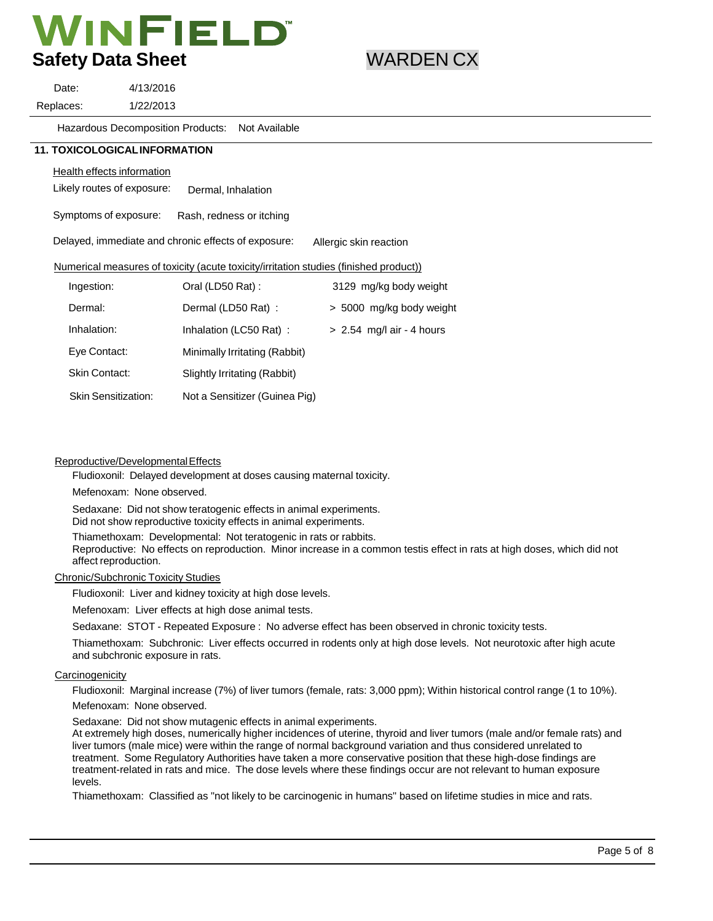Hazardous Decomposition Products: Not Available

## 11. TOXICOLOGICAL INFORMATION

Health effects information

Likely routes of exposure: Dermal, Inhalation

Symptoms of exposure: Rash, redness or itching

Delayed, immediate and chronic effects of exposure: Allergic skin reaction

Numerical measures of toxicity (acute toxicity/irritation studies (finished product))

| | | |
|---|---|---|
| Ingestion: | Oral (LD50 Rat) : | 3129 mg/kg body weight |
| Dermal: | Dermal (LD50 Rat) : | > 5000 mg/kg body weight |
| Inhalation: | Inhalation (LC50 Rat) : | > 2.54 mg/l air - 4 hours |
| Eye Contact: | Minimally Irritating (Rabbit) | |
| Skin Contact: | Slightly Irritating (Rabbit) | |
| Skin Sensitization: | Not a Sensitizer (Guinea Pig) | |

Reproductive/Developmental Effects

Fludioxonil: Delayed development at doses causing maternal toxicity.

Mefenoxam: None observed.

Sedaxane: Did not show teratogenic effects in animal experiments.
Did not show reproductive toxicity effects in animal experiments.

Thiamethoxam: Developmental: Not teratogenic in rats or rabbits.
Reproductive: No effects on reproduction. Minor increase in a common testis effect in rats at high doses, which did not affect reproduction.

Chronic/Subchronic Toxicity Studies

Fludioxonil: Liver and kidney toxicity at high dose levels.

Mefenoxam: Liver effects at high dose animal tests.

Sedaxane: STOT - Repeated Exposure : No adverse effect has been observed in chronic toxicity tests.

Thiamethoxam: Subchronic: Liver effects occurred in rodents only at high dose levels. Not neurotoxic after high acute and subchronic exposure in rats.

Carcinogenicity

Fludioxonil: Marginal increase (7%) of liver tumors (female, rats: 3,000 ppm); Within historical control range (1 to 10%).

Mefenoxam: None observed.

Sedaxane: Did not show mutagenic effects in animal experiments.
At extremely high doses, numerically higher incidences of uterine, thyroid and liver tumors (male and/or female rats) and liver tumors (male mice) were within the range of normal background variation and thus considered unrelated to treatment. Some Regulatory Authorities have taken a more conservative position that these high-dose findings are treatment-related in rats and mice. The dose levels where these findings occur are not relevant to human exposure levels.

Thiamethoxam: Classified as "not likely to be carcinogenic in humans" based on lifetime studies in mice and rats.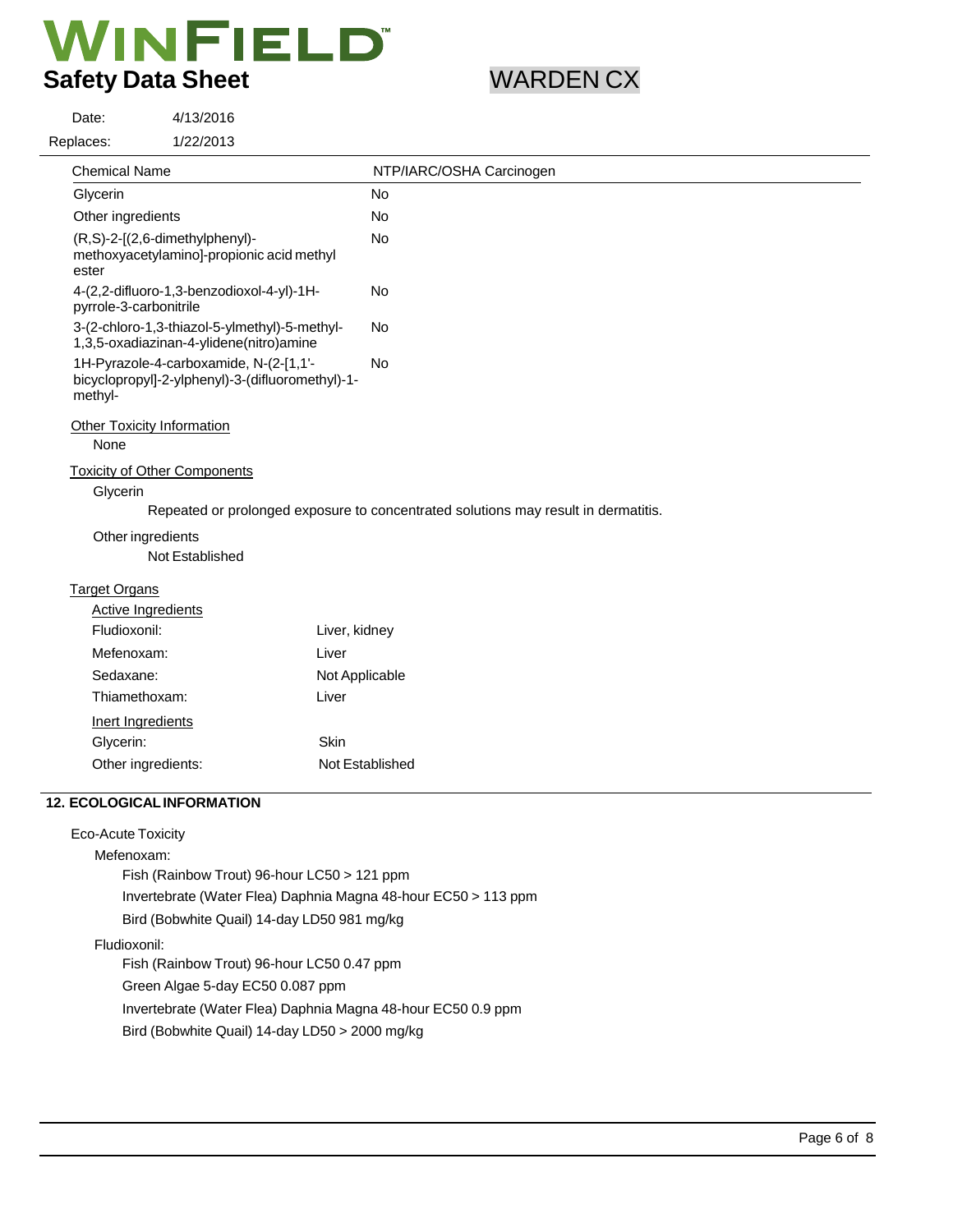| Chemical Name | NTP/IARC/OSHA Carcinogen |
|---|---|
| Glycerin | No |
| Other ingredients | No |
| (R,S)-2-[(2,6-dimethylphenyl)-methoxyacetylamino]-propionic acid methyl ester | No |
| 4-(2,2-difluoro-1,3-benzodioxol-4-yl)-1H-pyrrole-3-carbonitrile | No |
| 3-(2-chloro-1,3-thiazol-5-ylmethyl)-5-methyl-1,3,5-oxadiazinan-4-ylidene(nitro)amine | No |
| 1H-Pyrazole-4-carboxamide, N-(2-[1,1'-bicyclopropyl]-2-ylphenyl)-3-(difluoromethyl)-1-methyl- | No |

Other Toxicity Information

None

Toxicity of Other Components

Glycerin

Repeated or prolonged exposure to concentrated solutions may result in dermatitis.

Other ingredients

Not Established

Target Organs

Active Ingredients

| | |
|---|---|
| Fludioxonil: | Liver, kidney |
| Mefenoxam: | Liver |
| Sedaxane: | Not Applicable |
| Thiamethoxam: | Liver |

Inert Ingredients

| | |
|---|---|
| Glycerin: | Skin |
| Other ingredients: | Not Established |

## 12. ECOLOGICAL INFORMATION

Eco-Acute Toxicity

Mefenoxam:

- Fish (Rainbow Trout) 96-hour LC50 > 121 ppm
- Invertebrate (Water Flea) Daphnia Magna 48-hour EC50 > 113 ppm
- Bird (Bobwhite Quail) 14-day LD50 981 mg/kg

Fludioxonil:

- Fish (Rainbow Trout) 96-hour LC50 0.47 ppm
- Green Algae 5-day EC50 0.087 ppm
- Invertebrate (Water Flea) Daphnia Magna 48-hour EC50 0.9 ppm
- Bird (Bobwhite Quail) 14-day LD50 > 2000 mg/kg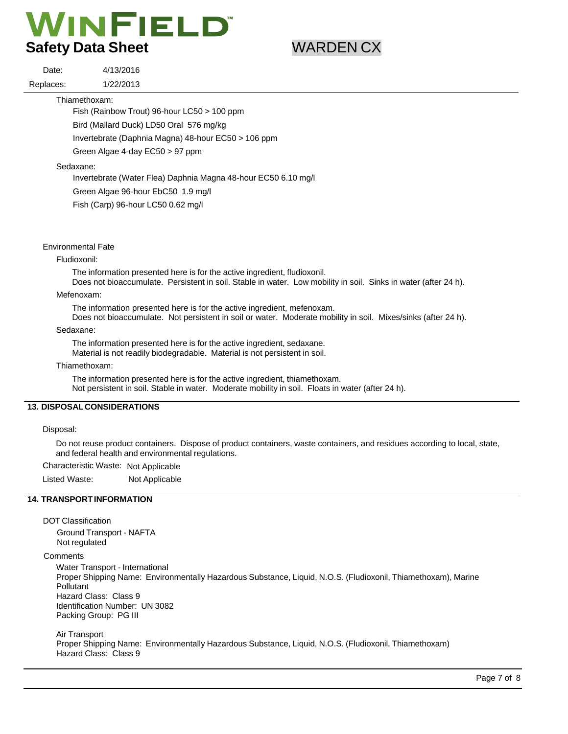Thiamethoxam:

Fish (Rainbow Trout) 96-hour LC50 > 100 ppm

Bird (Mallard Duck) LD50 Oral 576 mg/kg

Invertebrate (Daphnia Magna) 48-hour EC50 > 106 ppm

Green Algae 4-day EC50 > 97 ppm

Sedaxane:

Invertebrate (Water Flea) Daphnia Magna 48-hour EC50 6.10 mg/l

Green Algae 96-hour EbC50 1.9 mg/l

Fish (Carp) 96-hour LC50 0.62 mg/l

Environmental Fate

Fludioxonil:

The information presented here is for the active ingredient, fludioxonil.
Does not bioaccumulate. Persistent in soil. Stable in water. Low mobility in soil. Sinks in water (after 24 h).

Mefenoxam:

The information presented here is for the active ingredient, mefenoxam.
Does not bioaccumulate. Not persistent in soil or water. Moderate mobility in soil. Mixes/sinks (after 24 h).

Sedaxane:

The information presented here is for the active ingredient, sedaxane.
Material is not readily biodegradable. Material is not persistent in soil.

Thiamethoxam:

The information presented here is for the active ingredient, thiamethoxam.
Not persistent in soil. Stable in water. Moderate mobility in soil. Floats in water (after 24 h).

## 13. DISPOSAL CONSIDERATIONS

Disposal:

Do not reuse product containers. Dispose of product containers, waste containers, and residues according to local, state, and federal health and environmental regulations.

Characteristic Waste: Not Applicable

Listed Waste: Not Applicable

## 14. TRANSPORT INFORMATION

DOT Classification

Ground Transport - NAFTA
Not regulated

Comments

Water Transport - International
Proper Shipping Name: Environmentally Hazardous Substance, Liquid, N.O.S. (Fludioxonil, Thiamethoxam), Marine Pollutant
Hazard Class: Class 9
Identification Number: UN 3082
Packing Group: PG III

Air Transport
Proper Shipping Name: Environmentally Hazardous Substance, Liquid, N.O.S. (Fludioxonil, Thiamethoxam)
Hazard Class: Class 9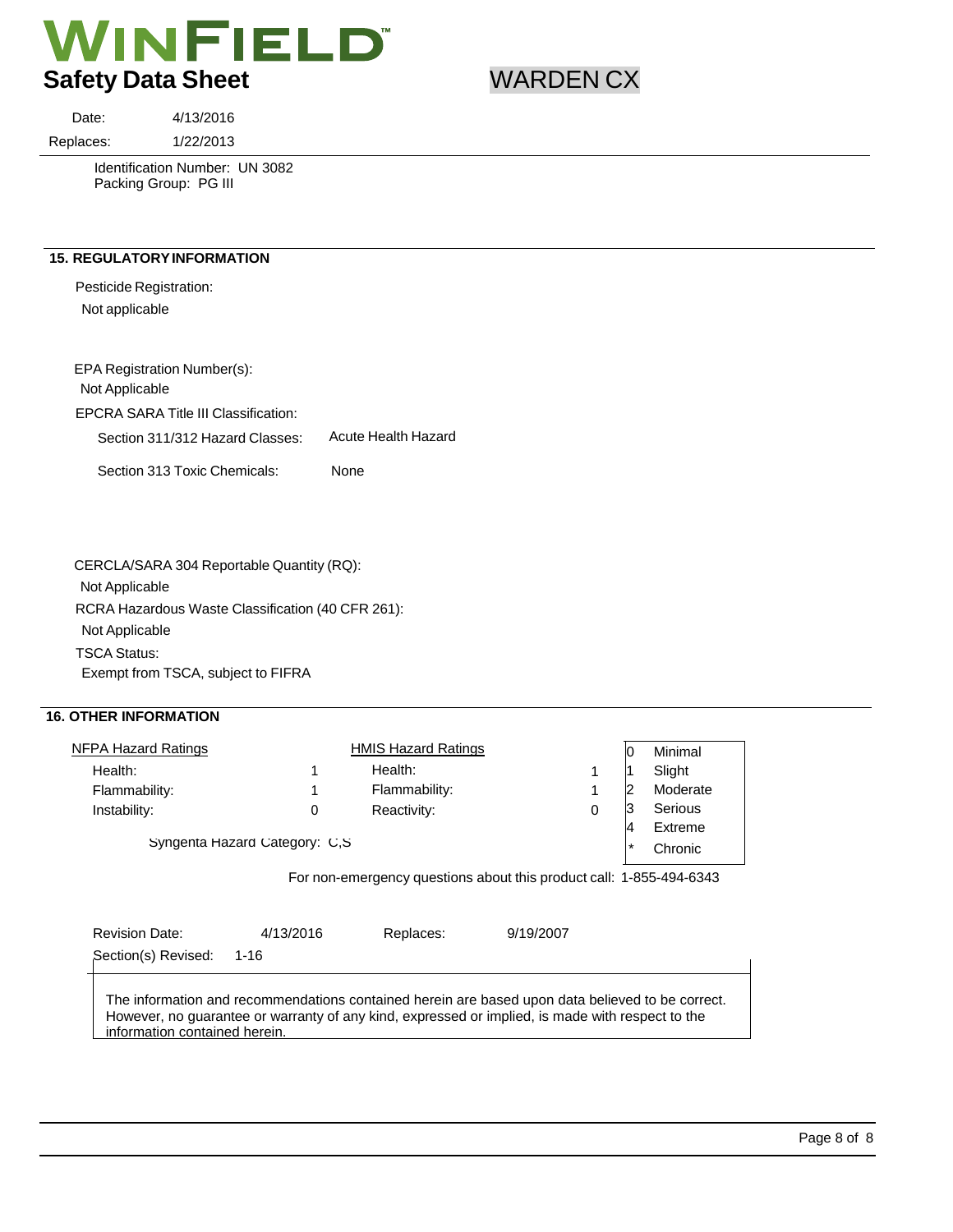Identification Number: UN 3082
Packing Group: PG III

## 15. REGULATORY INFORMATION

Pesticide Registration:
Not applicable

EPA Registration Number(s):
Not Applicable

EPCRA SARA Title III Classification:

Section 311/312 Hazard Classes: Acute Health Hazard

Section 313 Toxic Chemicals: None

CERCLA/SARA 304 Reportable Quantity (RQ):
Not Applicable

RCRA Hazardous Waste Classification (40 CFR 261):
Not Applicable

TSCA Status:
Exempt from TSCA, subject to FIFRA

## 16. OTHER INFORMATION

| NFPA Hazard Ratings | | HMIS Hazard Ratings | |
|---|---|---|---|
| Health: | 1 | Health: | 1 |
| Flammability: | 1 | Flammability: | 1 |
| Instability: | 0 | Reactivity: | 0 |

| | |
|---|---|
| 0 | Minimal |
| 1 | Slight |
| 2 | Moderate |
| 3 | Serious |
| 4 | Extreme |
| * | Chronic |

Syngenta Hazard Category: C,S

For non-emergency questions about this product call: 1-855-494-6343

Revision Date: 4/13/2016 Replaces: 9/19/2007

Section(s) Revised: 1-16

The information and recommendations contained herein are based upon data believed to be correct. However, no guarantee or warranty of any kind, expressed or implied, is made with respect to the information contained herein.